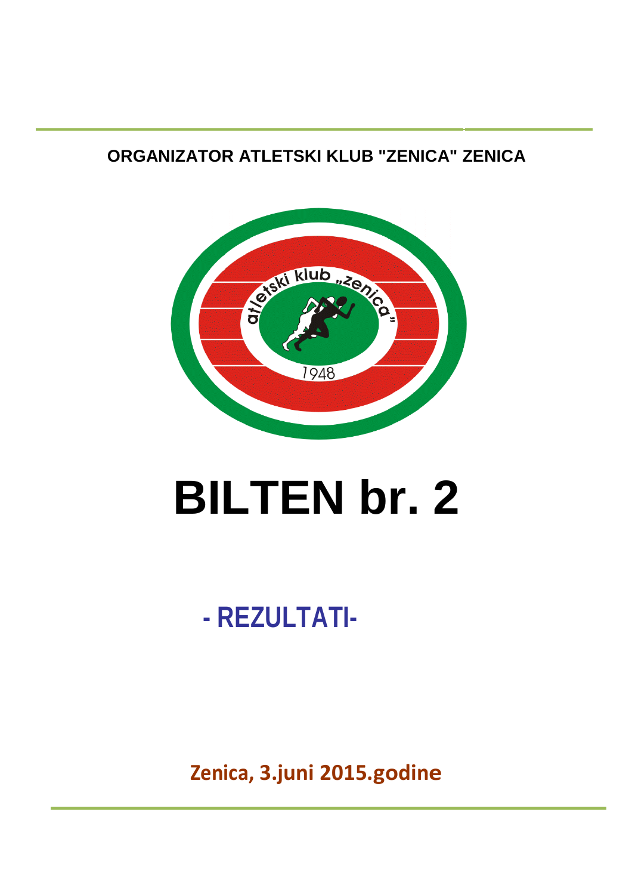**ORGANIZATOR ATLETSKI KLUB "ZENICA" ZENICA**

# BILTEN br. 2

## - REZULTATI-

**Zenica, 3.juni 2015.godine**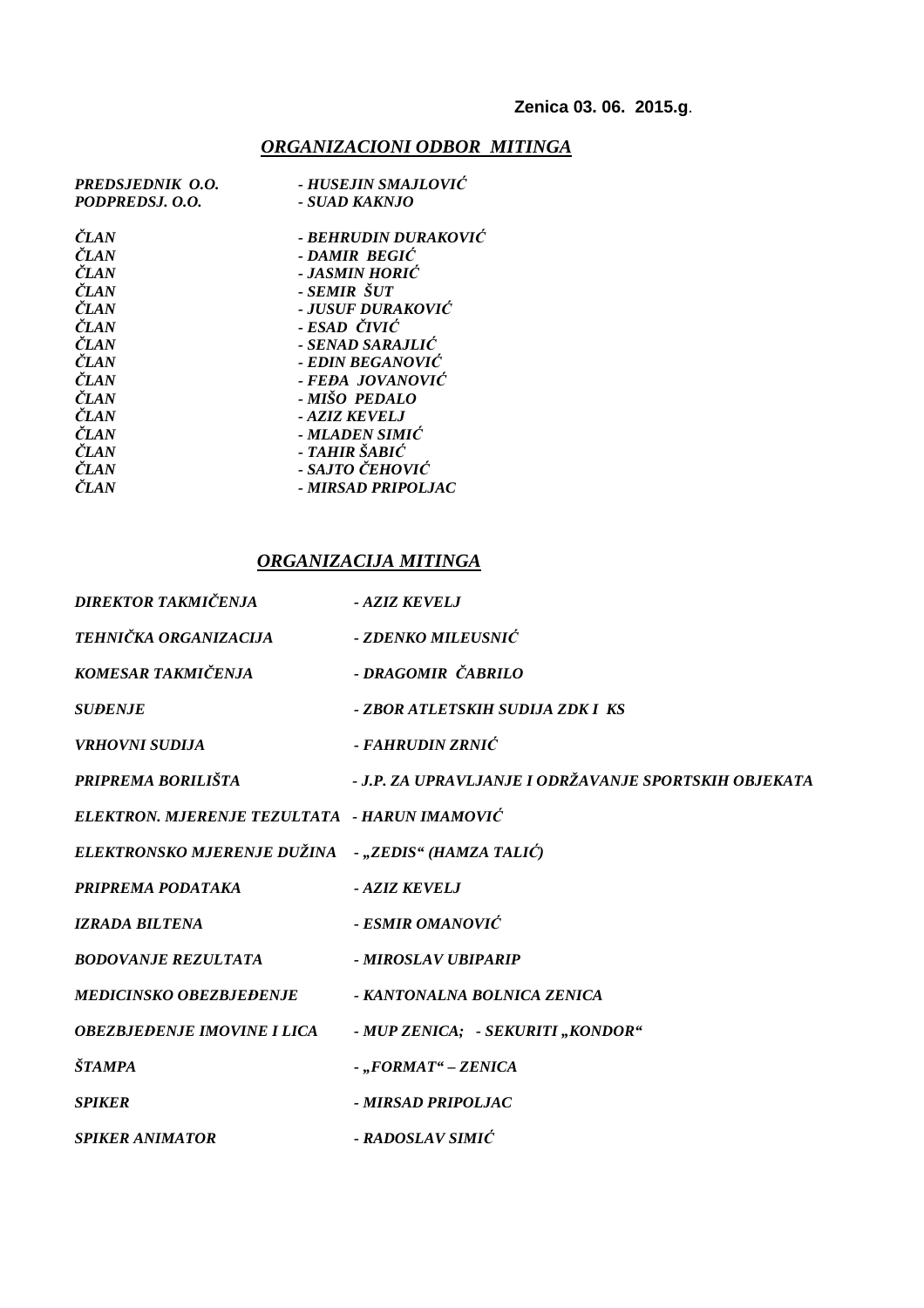**Zenica 03. 06. 2015.g.**

## *ORGANIZACIONI ODBOR MITINGA*

| | |
|---|---|
| *PREDSJEDNIK O.O.* | *- HUSEJIN SMAJLOVIĆ* |
| *PODPREDSJ. O.O.* | *- SUAD KAKNJO* |
| | |
| *ČLAN* | *- BEHRUDIN DURAKOVIĆ* |
| *ČLAN* | *- DAMIR BEGIĆ* |
| *ČLAN* | *- JASMIN HORIĆ* |
| *ČLAN* | *- SEMIR ŠUT* |
| *ČLAN* | *- JUSUF DURAKOVIĆ* |
| *ČLAN* | *- ESAD ČIVIĆ* |
| *ČLAN* | *- SENAD SARAJLIĆ* |
| *ČLAN* | *- EDIN BEGANOVIĆ* |
| *ČLAN* | *- FEĐA JOVANOVIĆ* |
| *ČLAN* | *- MIŠO PEDALO* |
| *ČLAN* | *- AZIZ KEVELJ* |
| *ČLAN* | *- MLADEN SIMIĆ* |
| *ČLAN* | *- TAHIR ŠABIĆ* |
| *ČLAN* | *- SAJTO ČEHOVIĆ* |
| *ČLAN* | *- MIRSAD PRIPOLJAC* |

## *ORGANIZACIJA MITINGA*

| | |
|---|---|
| *DIREKTOR TAKMIČENJA* | *- AZIZ KEVELJ* |
| *TEHNIČKA ORGANIZACIJA* | *- ZDENKO MILEUSNIĆ* |
| *KOMESAR TAKMIČENJA* | *- DRAGOMIR ČABRILO* |
| *SUĐENJE* | *- ZBOR ATLETSKIH SUDIJA ZDK I KS* |
| *VRHOVNI SUDIJA* | *- FAHRUDIN ZRNIĆ* |
| *PRIPREMA BORILIŠTA* | *- J.P. ZA UPRAVLJANJE I ODRŽAVANJE SPORTSKIH OBJEKATA* |
| *ELEKTRON. MJERENJE TEZULTATA* | *- HARUN IMAMOVIĆ* |
| *ELEKTRONSKO MJERENJE DUŽINA* | *- „ZEDIS“ (HAMZA TALIĆ)* |
| *PRIPREMA PODATAKA* | *- AZIZ KEVELJ* |
| *IZRADA BILTENA* | *- ESMIR OMANOVIĆ* |
| *BODOVANJE REZULTATA* | *- MIROSLAV UBIPARIP* |
| *MEDICINSKO OBEZBJEĐENJE* | *- KANTONALNA BOLNICA ZENICA* |
| *OBEZBJEĐENJE IMOVINE I LICA* | *- MUP ZENICA; - SEKURITI „KONDOR“* |
| *ŠTAMPA* | *- „FORMAT“ – ZENICA* |
| *SPIKER* | *- MIRSAD PRIPOLJAC* |
| *SPIKER ANIMATOR* | *- RADOSLAV SIMIĆ* |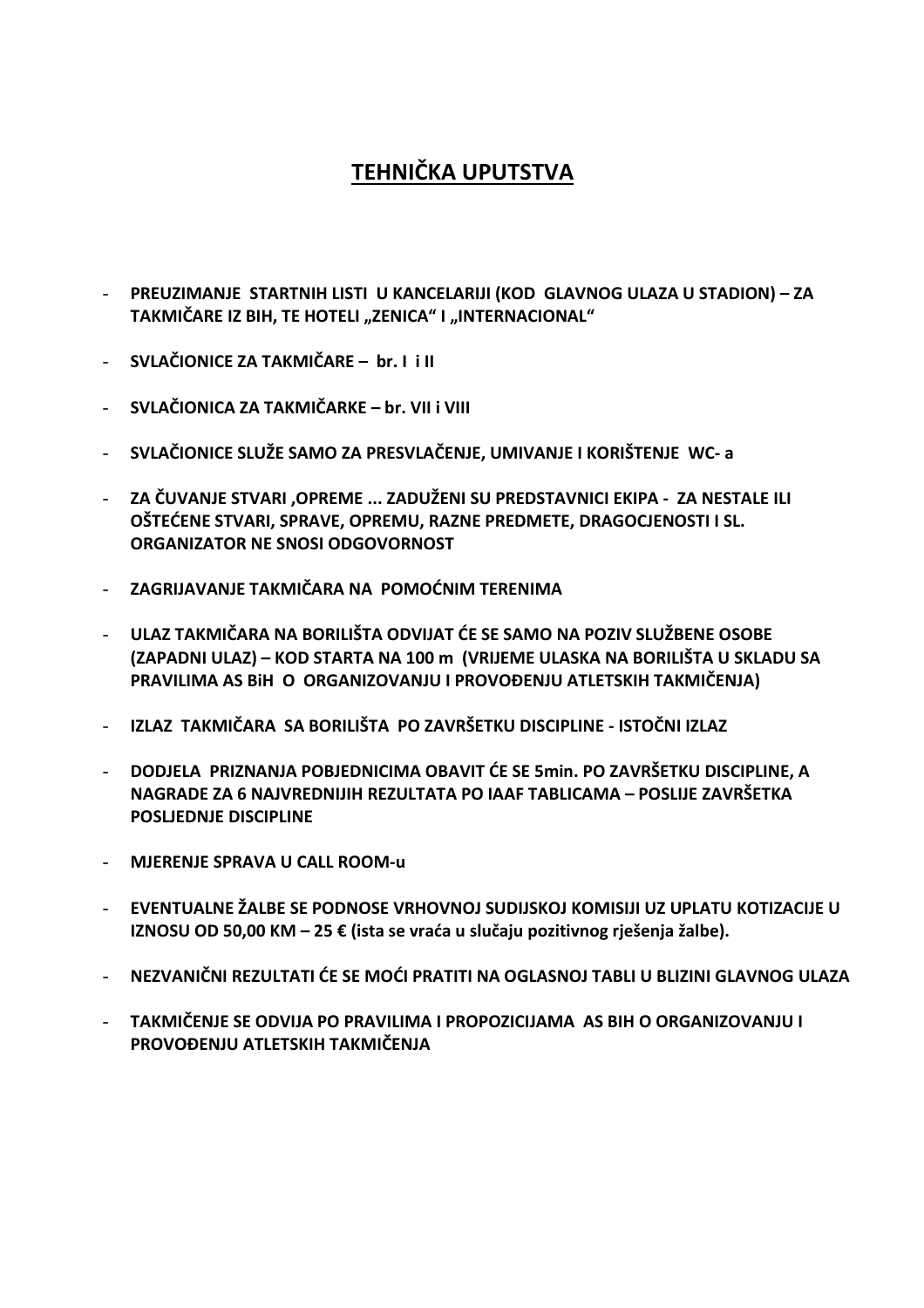# TEHNIČKA UPUTSTVA

- **PREUZIMANJE STARTNIH LISTI U KANCELARIJI (KOD GLAVNOG ULAZA U STADION) – ZA TAKMIČARE IZ BIH, TE HOTELI „ZENICA" I „INTERNACIONAL"**
- **SVLAČIONICE ZA TAKMIČARE – br. I i II**
- **SVLAČIONICA ZA TAKMIČARKE – br. VII i VIII**
- **SVLAČIONICE SLUŽE SAMO ZA PRESVLAČENJE, UMIVANJE I KORIŠTENJE WC- a**
- **ZA ČUVANJE STVARI ,OPREME ... ZADUŽENI SU PREDSTAVNICI EKIPA - ZA NESTALE ILI OŠTEĆENE STVARI, SPRAVE, OPREMU, RAZNE PREDMETE, DRAGOCJENOSTI I SL. ORGANIZATOR NE SNOSI ODGOVORNOST**
- **ZAGRIJAVANJE TAKMIČARA NA POMOĆNIM TERENIMA**
- **ULAZ TAKMIČARA NA BORILIŠTA ODVIJAT ĆE SE SAMO NA POZIV SLUŽBENE OSOBE (ZAPADNI ULAZ) – KOD STARTA NA 100 m (VRIJEME ULASKA NA BORILIŠTA U SKLADU SA PRAVILIMA AS BiH O ORGANIZOVANJU I PROVOĐENJU ATLETSKIH TAKMIČENJA)**
- **IZLAZ TAKMIČARA SA BORILIŠTA PO ZAVRŠETKU DISCIPLINE - ISTOČNI IZLAZ**
- **DODJELA PRIZNANJA POBJEDNICIMA OBAVIT ĆE SE 5min. PO ZAVRŠETKU DISCIPLINE, A NAGRADE ZA 6 NAJVREDNIJIH REZULTATA PO IAAF TABLICAMA – POSLIJE ZAVRŠETKA POSLJEDNJE DISCIPLINE**
- **MJERENJE SPRAVA U CALL ROOM-u**
- **EVENTUALNE ŽALBE SE PODNOSE VRHOVNOJ SUDIJSKOJ KOMISIJI UZ UPLATU KOTIZACIJE U IZNOSU OD 50,00 KM – 25 € (ista se vraća u slučaju pozitivnog rješenja žalbe).**
- **NEZVANIČNI REZULTATI ĆE SE MOĆI PRATITI NA OGLASNOJ TABLI U BLIZINI GLAVNOG ULAZA**
- **TAKMIČENJE SE ODVIJA PO PRAVILIMA I PROPOZICIJAMA AS BIH O ORGANIZOVANJU I PROVOĐENJU ATLETSKIH TAKMIČENJA**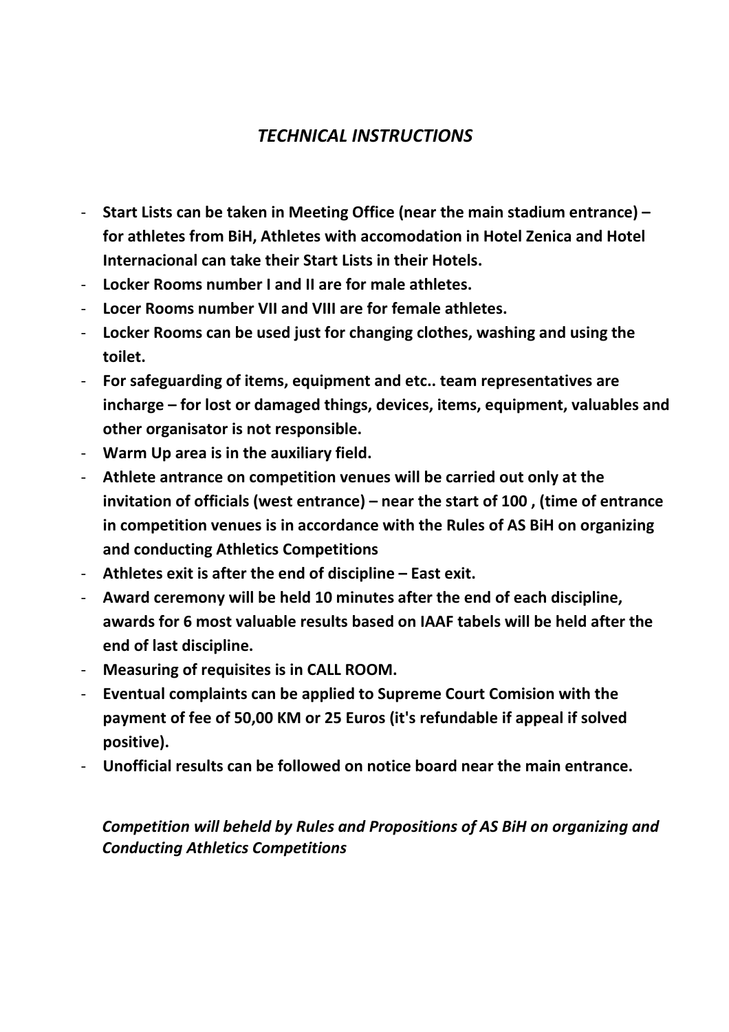## *TECHNICAL INSTRUCTIONS*

- **Start Lists can be taken in Meeting Office (near the main stadium entrance) – for athletes from BiH, Athletes with accomodation in Hotel Zenica and Hotel Internacional can take their Start Lists in their Hotels.**
- **Locker Rooms number I and II are for male athletes.**
- **Locer Rooms number VII and VIII are for female athletes.**
- **Locker Rooms can be used just for changing clothes, washing and using the toilet.**
- **For safeguarding of items, equipment and etc.. team representatives are incharge – for lost or damaged things, devices, items, equipment, valuables and other organisator is not responsible.**
- **Warm Up area is in the auxiliary field.**
- **Athlete antrance on competition venues will be carried out only at the invitation of officials (west entrance) – near the start of 100 , (time of entrance in competition venues is in accordance with the Rules of AS BiH on organizing and conducting Athletics Competitions**
- **Athletes exit is after the end of discipline – East exit.**
- **Award ceremony will be held 10 minutes after the end of each discipline, awards for 6 most valuable results based on IAAF tabels will be held after the end of last discipline.**
- **Measuring of requisites is in CALL ROOM.**
- **Eventual complaints can be applied to Supreme Court Comision with the payment of fee of 50,00 KM or 25 Euros (it's refundable if appeal if solved positive).**
- **Unofficial results can be followed on notice board near the main entrance.**

***Competition will beheld by Rules and Propositions of AS BiH on organizing and Conducting Athletics Competitions***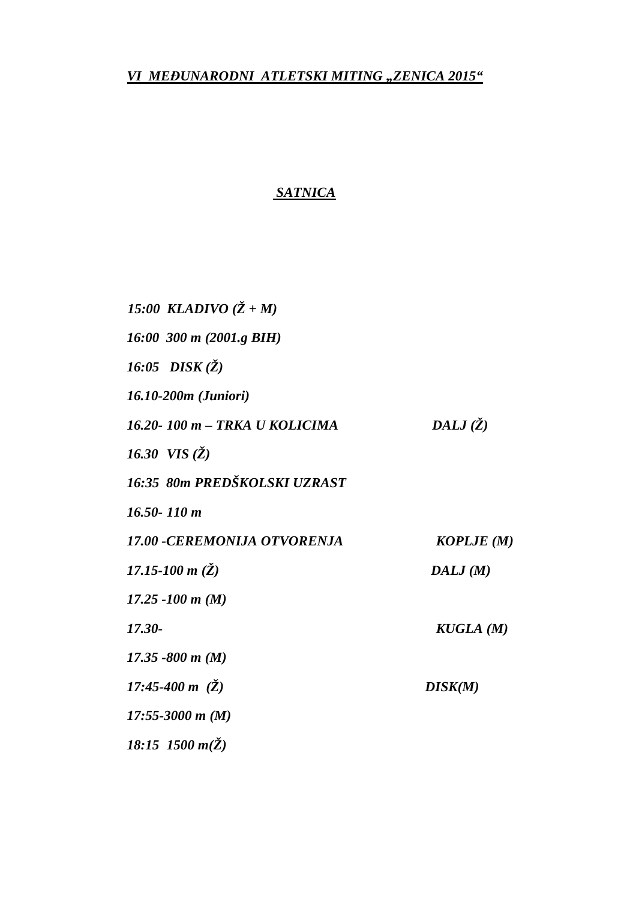***VI MEĐUNARODNI ATLETSKI MITING „ZENICA 2015“***

***SATNICA***

***15:00 KLADIVO (Ž + M)***

***16:00 300 m (2001.g BIH)***

***16:05 DISK (Ž)***

***16.10-200m (Juniori)***

***16.20- 100 m – TRKA U KOLICIMA*** ***DALJ (Ž)***

***16.30 VIS (Ž)***

***16:35 80m PREDŠKOLSKI UZRAST***

***16.50- 110 m***

***17.00 -CEREMONIJA OTVORENJA*** ***KOPLJE (M)***

***17.15-100 m (Ž)*** ***DALJ (M)***

***17.25 -100 m (M)***

***17.30-*** ***KUGLA (M)***

***17.35 -800 m (M)***

***17:45-400 m (Ž)*** ***DISK(M)***

***17:55-3000 m (M)***

***18:15 1500 m(Ž)***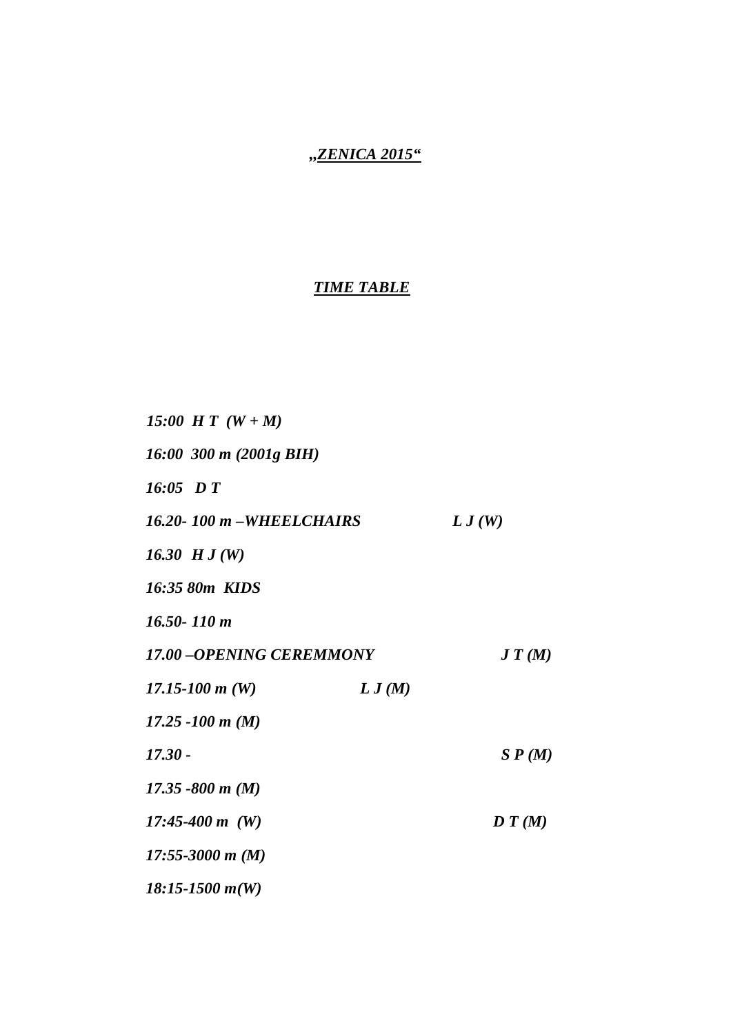***„ZENICA 2015“***

***TIME TABLE***

| | | |
|---|---|---|
| *15:00  H T  (W + M)* | | |
| *16:00  300 m (2001g BIH)* | | |
| *16:05   D T* | | |
| *16.20- 100 m –WHEELCHAIRS* | *L J (W)* | |
| *16.30  H J (W)* | | |
| *16:35 80m  KIDS* | | |
| *16.50- 110 m* | | |
| *17.00 –OPENING CEREMMONY* | | *J T (M)* |
| *17.15-100 m (W)* | *L J (M)* | |
| *17.25 -100 m (M)* | | |
| *17.30 -* | | *S P (M)* |
| *17.35 -800 m (M)* | | |
| *17:45-400 m  (W)* | | *D T (M)* |
| *17:55-3000 m (M)* | | |
| *18:15-1500 m(W)* | | |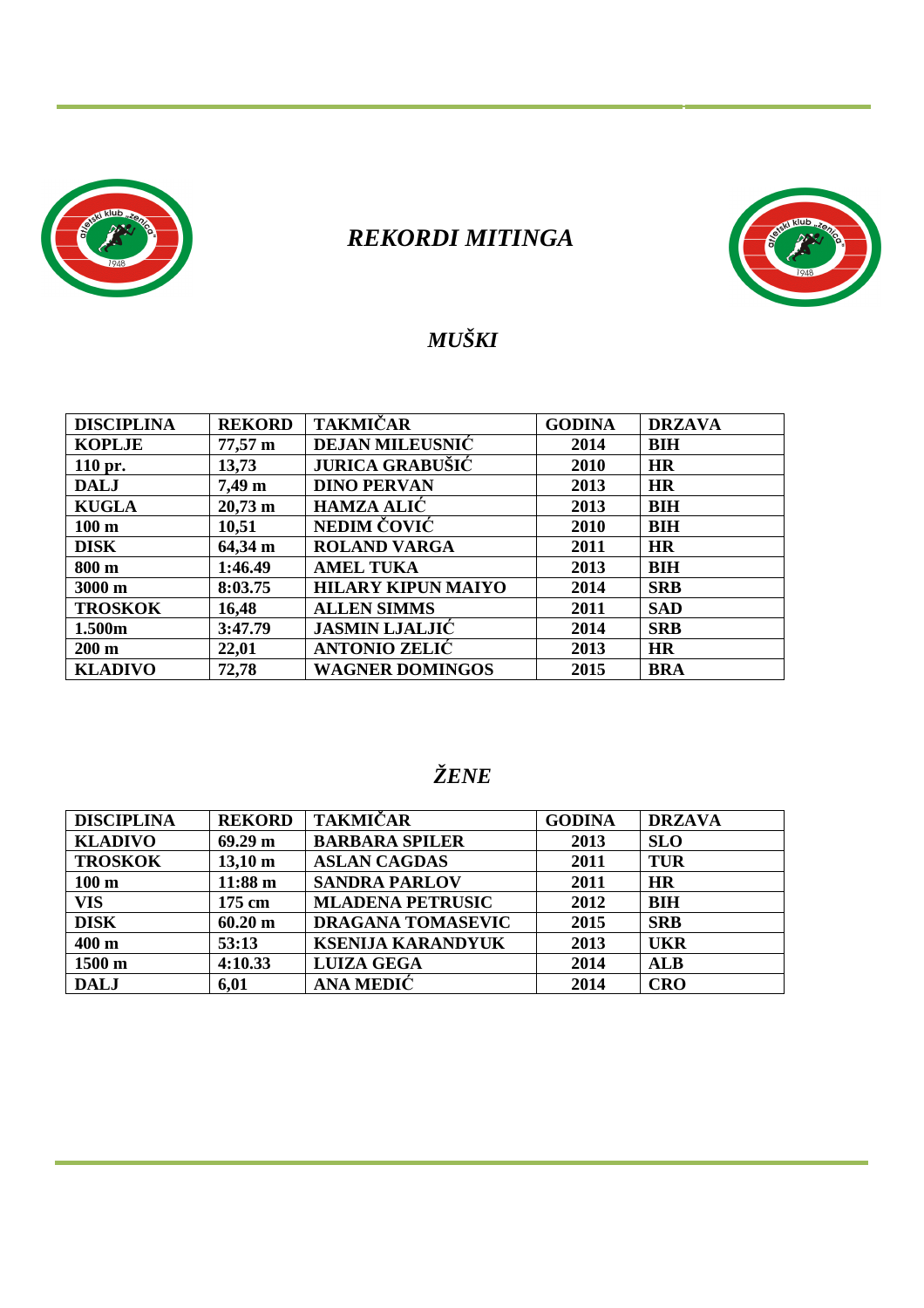# *REKORDI MITINGA*

## *MUŠKI*

| DISCIPLINA | REKORD | TAKMIČAR | GODINA | DRZAVA |
|---|---|---|---|---|
| KOPLJE | 77,57 m | DEJAN MILEUSNIĆ | 2014 | BIH |
| 110 pr. | 13,73 | JURICA GRABUŠIĆ | 2010 | HR |
| DALJ | 7,49 m | DINO PERVAN | 2013 | HR |
| KUGLA | 20,73 m | HAMZA ALIĆ | 2013 | BIH |
| 100 m | 10,51 | NEDIM ČOVIĆ | 2010 | BIH |
| DISK | 64,34 m | ROLAND VARGA | 2011 | HR |
| 800 m | 1:46.49 | AMEL TUKA | 2013 | BIH |
| 3000 m | 8:03.75 | HILARY KIPUN MAIYO | 2014 | SRB |
| TROSKOK | 16,48 | ALLEN SIMMS | 2011 | SAD |
| 1.500m | 3:47.79 | JASMIN LJALJIĆ | 2014 | SRB |
| 200 m | 22,01 | ANTONIO ZELIĆ | 2013 | HR |
| KLADIVO | 72,78 | WAGNER DOMINGOS | 2015 | BRA |

## *ŽENE*

| DISCIPLINA | REKORD | TAKMIČAR | GODINA | DRZAVA |
|---|---|---|---|---|
| KLADIVO | 69.29 m | BARBARA SPILER | 2013 | SLO |
| TROSKOK | 13,10 m | ASLAN CAGDAS | 2011 | TUR |
| 100 m | 11:88 m | SANDRA PARLOV | 2011 | HR |
| VIS | 175 cm | MLADENA PETRUSIC | 2012 | BIH |
| DISK | 60.20 m | DRAGANA TOMASEVIC | 2015 | SRB |
| 400 m | 53:13 | KSENIJA KARANDYUK | 2013 | UKR |
| 1500 m | 4:10.33 | LUIZA GEGA | 2014 | ALB |
| DALJ | 6,01 | ANA MEDIĆ | 2014 | CRO |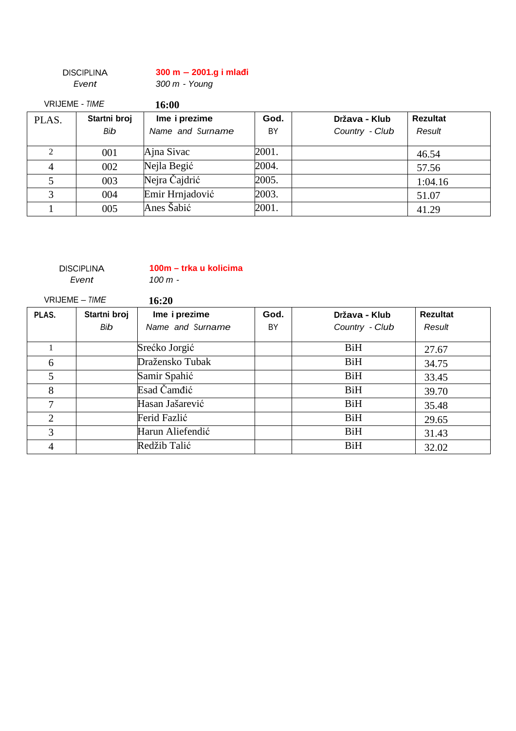DISCIPLINA **300 m – 2001.g i mlađi**
*Event* *300 m - Young*

VRIJEME - *TIME* **16:00**

| PLAS. | Startni broj *Bib* | Ime i prezime *Name and Surname* | God. BY | Država - Klub *Country - Club* | Rezultat *Result* |
|---|---|---|---|---|---|
| 2 | 001 | Ajna Sivac | 2001. | | 46.54 |
| 4 | 002 | Nejla Begić | 2004. | | 57.56 |
| 5 | 003 | Nejra Čajdrić | 2005. | | 1:04.16 |
| 3 | 004 | Emir Hrnjadović | 2003. | | 51.07 |
| 1 | 005 | Anes Šabić | 2001. | | 41.29 |

DISCIPLINA **100m – trka u kolicima**
*Event* *100 m -*

VRIJEME – *TIME* **16:20**

| PLAS. | Startni broj *Bib* | Ime i prezime *Name and Surname* | God. BY | Država - Klub *Country - Club* | Rezultat *Result* |
|---|---|---|---|---|---|
| 1 | | Srećko Jorgić | | BiH | 27.67 |
| 6 | | Draženko Tubak | | BiH | 34.75 |
| 5 | | Samir Spahić | | BiH | 33.45 |
| 8 | | Esad Čamđić | | BiH | 39.70 |
| 7 | | Hasan Jašarević | | BiH | 35.48 |
| 2 | | Ferid Fazlić | | BiH | 29.65 |
| 3 | | Harun Aliefendić | | BiH | 31.43 |
| 4 | | Redžib Talić | | BiH | 32.02 |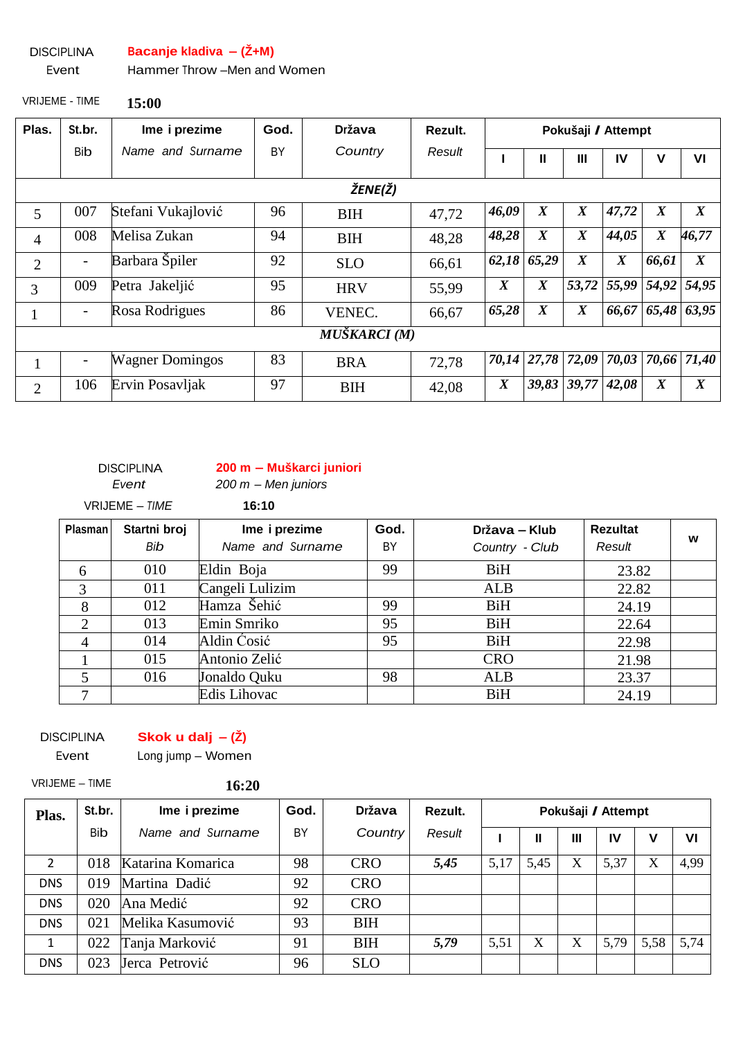DISCIPLINA **Bacanje kladiva – (Ž+M)**
Event Hammer Throw –Men and Women

VRIJEME - TIME **15:00**

| Plas. | St.br. Bib | Ime i prezime *Name and Surname* | God. BY | Država *Country* | Rezult. *Result* | Pokušaji / Attempt | | | | | |
|---|---|---|---|---|---|---|---|---|---|---|---|
| | | | | | | I | II | III | IV | V | VI |
| | | | | ***ŽENE(Ž)*** | | | | | | | |
| 5 | 007 | Stefani Vukajlović | 96 | BIH | 47,72 | *46,09* | *X* | *X* | *47,72* | *X* | *X* |
| 4 | 008 | Melisa Zukan | 94 | BIH | 48,28 | *48,28* | *X* | *X* | *44,05* | *X* | *46,77* |
| 2 | - | Barbara Špiler | 92 | SLO | 66,61 | *62,18* | *65,29* | *X* | *X* | *66,61* | *X* |
| 3 | 009 | Petra Jakeljić | 95 | HRV | 55,99 | *X* | *X* | *53,72* | *55,99* | *54,92* | *54,95* |
| 1 | - | Rosa Rodrigues | 86 | VENEC. | 66,67 | *65,28* | *X* | *X* | *66,67* | *65,48* | *63,95* |
| | | | | ***MUŠKARCI (M)*** | | | | | | | |
| 1 | - | Wagner Domingos | 83 | BRA | 72,78 | *70,14* | *27,78* | *72,09* | *70,03* | *70,66* | *71,40* |
| 2 | 106 | Ervin Posavljak | 97 | BIH | 42,08 | *X* | *39,83* | *39,77* | *42,08* | *X* | *X* |

DISCIPLINA **200 m – Muškarci juniori**
*Event* *200 m – Men juniors*

VRIJEME – *TIME* **16:10**

| Plasman | Startni broj *Bib* | Ime i prezime *Name and Surname* | God. BY | Država – Klub *Country - Club* | Rezultat *Result* | w |
|---|---|---|---|---|---|---|
| 6 | 010 | Eldin Boja | 99 | BiH | 23.82 | |
| 3 | 011 | Cangeli Lulizim | | ALB | 22.82 | |
| 8 | 012 | Hamza Šehić | 99 | BiH | 24.19 | |
| 2 | 013 | Emin Smriko | 95 | BiH | 22.64 | |
| 4 | 014 | Aldin Ćosić | 95 | BiH | 22.98 | |
| 1 | 015 | Antonio Zelić | | CRO | 21.98 | |
| 5 | 016 | Jonaldo Quku | 98 | ALB | 23.37 | |
| 7 | | Edis Lihovac | | BiH | 24.19 | |

DISCIPLINA **Skok u dalj – (Ž)**
Event Long jump – Women

VRIJEME – TIME **16:20**

| Plas. | St.br. Bib | Ime i prezime *Name and Surname* | God. BY | Država *Country* | Rezult. *Result* | Pokušaji / Attempt | | | | | |
|---|---|---|---|---|---|---|---|---|---|---|---|
| | | | | | | I | II | III | IV | V | VI |
| 2 | 018 | Katarina Komarica | 98 | CRO | ***5,45*** | 5,17 | 5,45 | X | 5,37 | X | 4,99 |
| DNS | 019 | Martina Dadić | 92 | CRO | | | | | | | |
| DNS | 020 | Ana Medić | 92 | CRO | | | | | | | |
| DNS | 021 | Melika Kasumović | 93 | BIH | | | | | | | |
| 1 | 022 | Tanja Marković | 91 | BIH | ***5,79*** | 5,51 | X | X | 5,79 | 5,58 | 5,74 |
| DNS | 023 | Jerca Petrović | 96 | SLO | | | | | | | |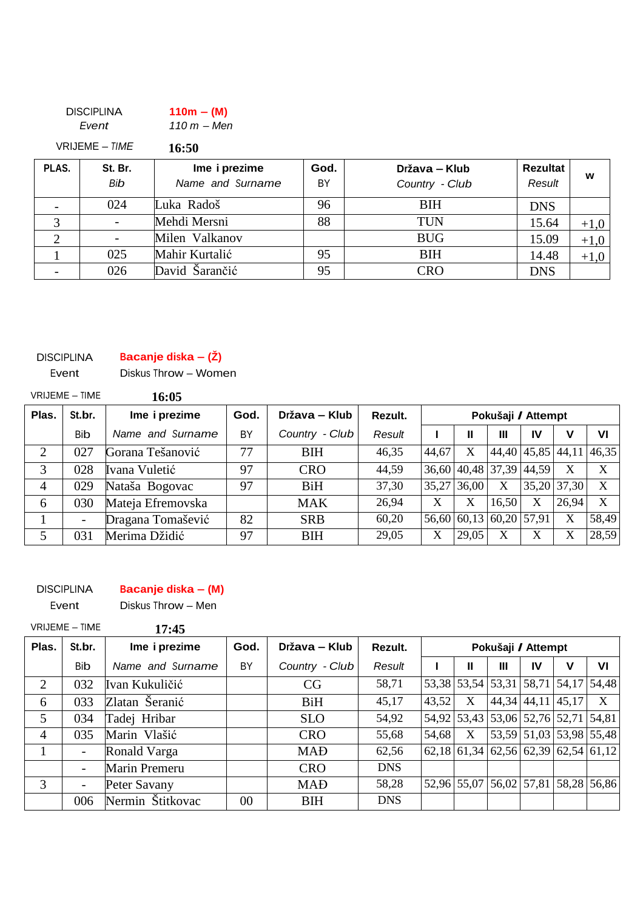DISCIPLINA **110m – (M)**
*Event* *110 m – Men*

VRIJEME – *TIME* **16:50**

| PLAS. | St. Br. *Bib* | Ime i prezime *Name and Surname* | God. BY | Država – Klub *Country - Club* | Rezultat *Result* | w |
|---|---|---|---|---|---|---|
| - | 024 | Luka Radoš | 96 | BIH | DNS | |
| 3 | - | Mehdi Mersni | 88 | TUN | 15.64 | +1,0 |
| 2 | - | Milen Valkanov | | BUG | 15.09 | +1,0 |
| 1 | 025 | Mahir Kurtalić | 95 | BIH | 14.48 | +1,0 |
| - | 026 | David Šarančić | 95 | CRO | DNS | |

DISCIPLINA **Bacanje diska – (Ž)**
Event Diskus Throw – Women

VRIJEME – TIME **16:05**

| Plas. | St.br. | Ime i prezime | God. | Država – Klub | Rezult. | Pokušaji / Attempt | | | | | |
|---|---|---|---|---|---|---|---|---|---|---|---|
| | Bib | *Name and Surname* | BY | *Country - Club* | *Result* | I | II | III | IV | V | VI |
| 2 | 027 | Gorana Tešanović | 77 | BIH | 46,35 | 44,67 | X | 44,40 | 45,85 | 44,11 | 46,35 |
| 3 | 028 | Ivana Vuletić | 97 | CRO | 44,59 | 36,60 | 40,48 | 37,39 | 44,59 | X | X |
| 4 | 029 | Nataša Bogovac | 97 | BiH | 37,30 | 35,27 | 36,00 | X | 35,20 | 37,30 | X |
| 6 | 030 | Mateja Efremovska | | MAK | 26,94 | X | X | 16,50 | X | 26,94 | X |
| 1 | - | Dragana Tomašević | 82 | SRB | 60,20 | 56,60 | 60,13 | 60,20 | 57,91 | X | 58,49 |
| 5 | 031 | Merima Džidić | 97 | BIH | 29,05 | X | 29,05 | X | X | X | 28,59 |

DISCIPLINA **Bacanje diska – (M)**
Event Diskus Throw – Men

VRIJEME – TIME **17:45**

| Plas. | St.br. | Ime i prezime | God. | Država – Klub | Rezult. | Pokušaji / Attempt | | | | | |
|---|---|---|---|---|---|---|---|---|---|---|---|
| | Bib | *Name and Surname* | BY | *Country - Club* | *Result* | I | II | III | IV | V | VI |
| 2 | 032 | Ivan Kukuličić | | CG | 58,71 | 53,38 | 53,54 | 53,31 | 58,71 | 54,17 | 54,48 |
| 6 | 033 | Zlatan Šeranić | | BiH | 45,17 | 43,52 | X | 44,34 | 44,11 | 45,17 | X |
| 5 | 034 | Tadej Hribar | | SLO | 54,92 | 54,92 | 53,43 | 53,06 | 52,76 | 52,71 | 54,81 |
| 4 | 035 | Marin Vlašić | | CRO | 55,68 | 54,68 | X | 53,59 | 51,03 | 53,98 | 55,48 |
| 1 | - | Ronald Varga | | MAĐ | 62,56 | 62,18 | 61,34 | 62,56 | 62,39 | 62,54 | 61,12 |
| | - | Marin Premeru | | CRO | DNS | | | | | | |
| 3 | - | Peter Savany | | MAĐ | 58,28 | 52,96 | 55,07 | 56,02 | 57,81 | 58,28 | 56,86 |
| | 006 | Nermin Štitkovac | 00 | BIH | DNS | | | | | | |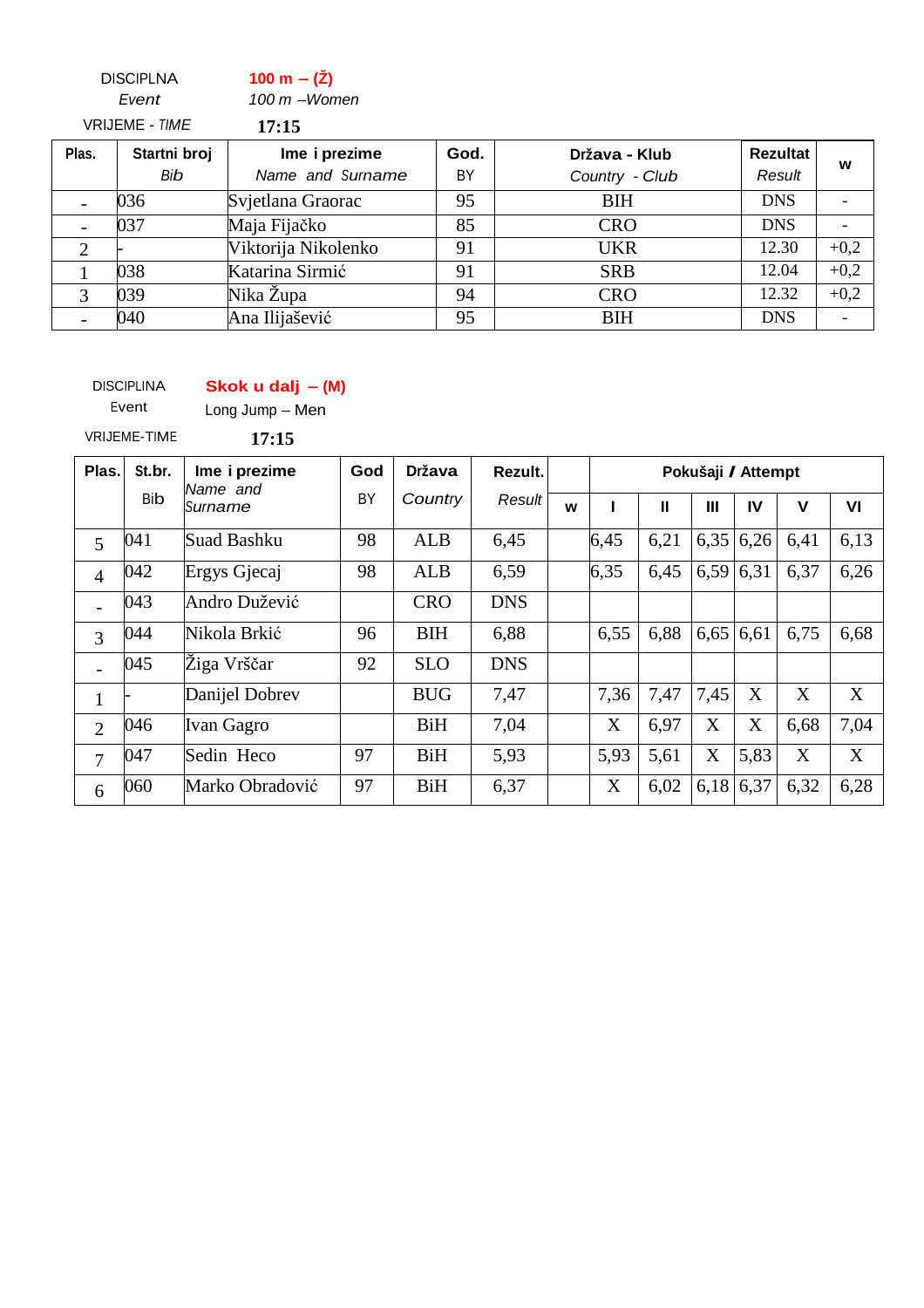DISCIPLNA **100 m – (Ž)**
*Event* *100 m –Women*
VRIJEME - *TIME* **17:15**

| Plas. | Startni broj *Bib* | Ime i prezime *Name and Surname* | God. BY | Država - Klub *Country - Club* | Rezultat *Result* | w |
|---|---|---|---|---|---|---|
| - | 036 | Svjetlana Graorac | 95 | BIH | DNS | - |
| - | 037 | Maja Fijačko | 85 | CRO | DNS | - |
| 2 | - | Viktorija Nikolenko | 91 | UKR | 12.30 | +0,2 |
| 1 | 038 | Katarina Sirmić | 91 | SRB | 12.04 | +0,2 |
| 3 | 039 | Nika Župa | 94 | CRO | 12.32 | +0,2 |
| - | 040 | Ana Ilijašević | 95 | BIH | DNS | - |

DISCIPLINA **Skok u dalj – (M)**
Event Long Jump – Men
VRIJEME-TIME **17:15**

| Plas. | St.br. Bib | Ime i prezime *Name and Surname* | God BY | Država *Country* | Rezult. *Result* | w | Pokušaji / Attempt I | II | III | IV | V | VI |
|---|---|---|---|---|---|---|---|---|---|---|---|---|
| 5 | 041 | Suad Bashku | 98 | ALB | 6,45 | | 6,45 | 6,21 | 6,35 | 6,26 | 6,41 | 6,13 |
| 4 | 042 | Ergys Gjecaj | 98 | ALB | 6,59 | | 6,35 | 6,45 | 6,59 | 6,31 | 6,37 | 6,26 |
| - | 043 | Andro Dužević | | CRO | DNS | | | | | | | |
| 3 | 044 | Nikola Brkić | 96 | BIH | 6,88 | | 6,55 | 6,88 | 6,65 | 6,61 | 6,75 | 6,68 |
| - | 045 | Žiga Vrščar | 92 | SLO | DNS | | | | | | | |
| 1 | - | Danijel Dobrev | | BUG | 7,47 | | 7,36 | 7,47 | 7,45 | X | X | X |
| 2 | 046 | Ivan Gagro | | BiH | 7,04 | | X | 6,97 | X | X | 6,68 | 7,04 |
| 7 | 047 | Sedin Heco | 97 | BiH | 5,93 | | 5,93 | 5,61 | X | 5,83 | X | X |
| 6 | 060 | Marko Obradović | 97 | BiH | 6,37 | | X | 6,02 | 6,18 | 6,37 | 6,32 | 6,28 |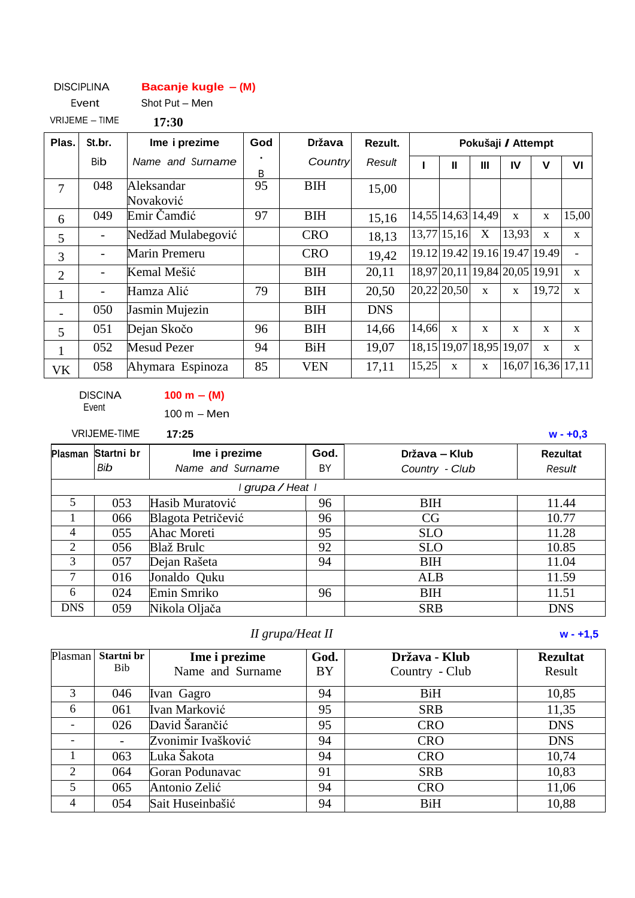DISCIPLINA **Bacanje kugle – (M)**

Event Shot Put – Men

VRIJEME – TIME **17:30**

| Plas. | St.br. Bib | Ime i prezime *Name and Surname* | God. B | Država *Country* | Rezult. *Result* | Pokušaji / Attempt | | | | | |
|---|---|---|---|---|---|---|---|---|---|---|---|
| | | | | | | I | II | III | IV | V | VI |
| 7 | 048 | Aleksandar Novaković | 95 | BIH | 15,00 | | | | | | |
| 6 | 049 | Emir Čamđić | 97 | BIH | 15,16 | 14,55 | 14,63 | 14,49 | x | x | 15,00 |
| 5 | - | Nedžad Mulabegović | | CRO | 18,13 | 13,77 | 15,16 | X | 13,93 | x | x |
| 3 | - | Marin Premeru | | CRO | 19,42 | 19.12 | 19.42 | 19.16 | 19.47 | 19.49 | - |
| 2 | - | Kemal Mešić | | BIH | 20,11 | 18,97 | 20,11 | 19,84 | 20,05 | 19,91 | x |
| 1 | - | Hamza Alić | 79 | BIH | 20,50 | 20,22 | 20,50 | x | x | 19,72 | x |
| - | 050 | Jasmin Mujezin | | BIH | DNS | | | | | | |
| 5 | 051 | Dejan Skočo | 96 | BIH | 14,66 | 14,66 | x | x | x | x | x |
| 1 | 052 | Mesud Pezer | 94 | BiH | 19,07 | 18,15 | 19,07 | 18,95 | 19,07 | x | x |
| VK | 058 | Ahymara Espinoza | 85 | VEN | 17,11 | 15,25 | x | x | 16,07 | 16,36 | 17,11 |

DISCINA **100 m – (M)**

Event 100 m – Men

VRIJEME-TIME **17:25** **w - +0,3**

| Plasman | Startni br *Bib* | Ime i prezime *Name and Surname* | God. BY | Država – Klub *Country - Club* | Rezultat *Result* |
|---|---|---|---|---|---|
| | | *I grupa / Heat I* | | | |
| 5 | 053 | Hasib Muratović | 96 | BIH | 11.44 |
| 1 | 066 | Blagota Petričević | 96 | CG | 10.77 |
| 4 | 055 | Ahac Moreti | 95 | SLO | 11.28 |
| 2 | 056 | Blaž Brulc | 92 | SLO | 10.85 |
| 3 | 057 | Dejan Rašeta | 94 | BIH | 11.04 |
| 7 | 016 | Jonaldo Quku | | ALB | 11.59 |
| 6 | 024 | Emin Smriko | 96 | BIH | 11.51 |
| DNS | 059 | Nikola Oljača | | SRB | DNS |

*II grupa/Heat II* **w - +1,5**

| Plasman | Startni br Bib | Ime i prezime Name and Surname | God. BY | Država - Klub Country - Club | Rezultat Result |
|---|---|---|---|---|---|
| 3 | 046 | Ivan Gagro | 94 | BiH | 10,85 |
| 6 | 061 | Ivan Marković | 95 | SRB | 11,35 |
| - | 026 | David Šarančić | 95 | CRO | DNS |
| - | - | Zvonimir Ivašković | 94 | CRO | DNS |
| 1 | 063 | Luka Šakota | 94 | CRO | 10,74 |
| 2 | 064 | Goran Podunavac | 91 | SRB | 10,83 |
| 5 | 065 | Antonio Zelić | 94 | CRO | 11,06 |
| 4 | 054 | Sait Huseinbašić | 94 | BiH | 10,88 |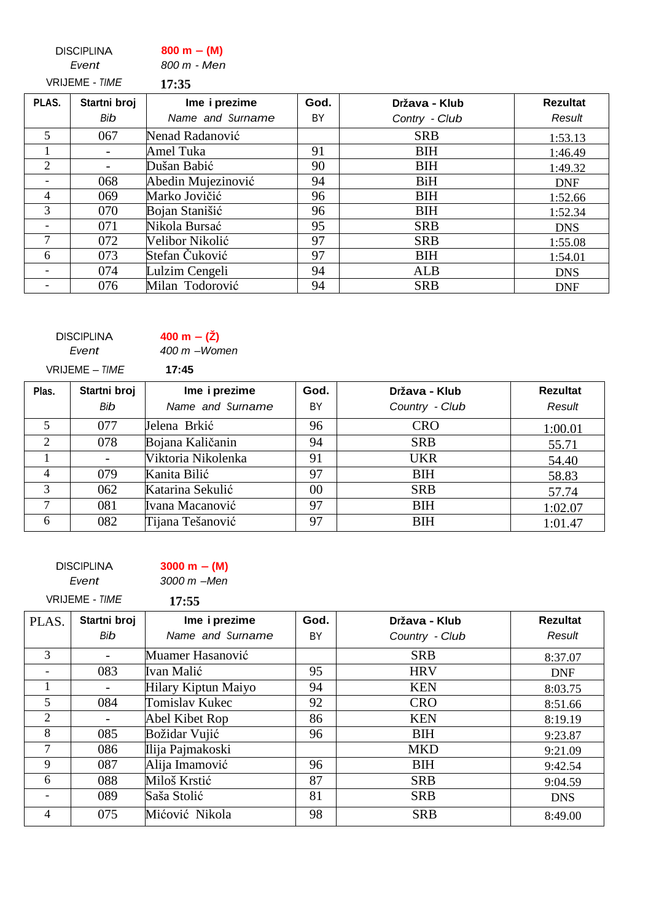DISCIPLINA **800 m – (M)**
*Event* *800 m - Men*
VRIJEME - *TIME* **17:35**

| PLAS. | Startni broj *Bib* | Ime i prezime *Name and Surname* | God. BY | Država - Klub *Contry - Club* | Rezultat *Result* |
|---|---|---|---|---|---|
| 5 | 067 | Nenad Radanović | | SRB | 1:53.13 |
| 1 | - | Amel Tuka | 91 | BIH | 1:46.49 |
| 2 | - | Dušan Babić | 90 | BIH | 1:49.32 |
| - | 068 | Abedin Mujezinović | 94 | BiH | DNF |
| 4 | 069 | Marko Jovičić | 96 | BIH | 1:52.66 |
| 3 | 070 | Bojan Stanišić | 96 | BIH | 1:52.34 |
| - | 071 | Nikola Bursać | 95 | SRB | DNS |
| 7 | 072 | Velibor Nikolić | 97 | SRB | 1:55.08 |
| 6 | 073 | Stefan Čuković | 97 | BIH | 1:54.01 |
| - | 074 | Lulzim Cengeli | 94 | ALB | DNS |
| - | 076 | Milan Todorović | 94 | SRB | DNF |

DISCIPLINA **400 m – (Ž)**
*Event* *400 m –Women*
VRIJEME – *TIME* **17:45**

| Plas. | Startni broj *Bib* | Ime i prezime *Name and Surname* | God. BY | Država - Klub *Country - Club* | Rezultat *Result* |
|---|---|---|---|---|---|
| 5 | 077 | Jelena Brkić | 96 | CRO | 1:00.01 |
| 2 | 078 | Bojana Kaličanin | 94 | SRB | 55.71 |
| 1 | - | Viktoria Nikolenka | 91 | UKR | 54.40 |
| 4 | 079 | Kanita Bilić | 97 | BIH | 58.83 |
| 3 | 062 | Katarina Sekulić | 00 | SRB | 57.74 |
| 7 | 081 | Ivana Macanović | 97 | BIH | 1:02.07 |
| 6 | 082 | Tijana Tešanović | 97 | BIH | 1:01.47 |

DISCIPLINA **3000 m – (M)**
*Event* *3000 m –Men*
VRIJEME - *TIME* **17:55**

| PLAS. | Startni broj *Bib* | Ime i prezime *Name and Surname* | God. BY | Država - Klub *Country - Club* | Rezultat *Result* |
|---|---|---|---|---|---|
| 3 | - | Muamer Hasanović | | SRB | 8:37.07 |
| - | 083 | Ivan Malić | 95 | HRV | DNF |
| 1 | - | Hilary Kiptun Maiyo | 94 | KEN | 8:03.75 |
| 5 | 084 | Tomislav Kukec | 92 | CRO | 8:51.66 |
| 2 | - | Abel Kibet Rop | 86 | KEN | 8:19.19 |
| 8 | 085 | Božidar Vujić | 96 | BIH | 9:23.87 |
| 7 | 086 | Ilija Pajmakoski | | MKD | 9:21.09 |
| 9 | 087 | Alija Imamović | 96 | BIH | 9:42.54 |
| 6 | 088 | Miloš Krstić | 87 | SRB | 9:04.59 |
| - | 089 | Saša Stolić | 81 | SRB | DNS |
| 4 | 075 | Mićović Nikola | 98 | SRB | 8:49.00 |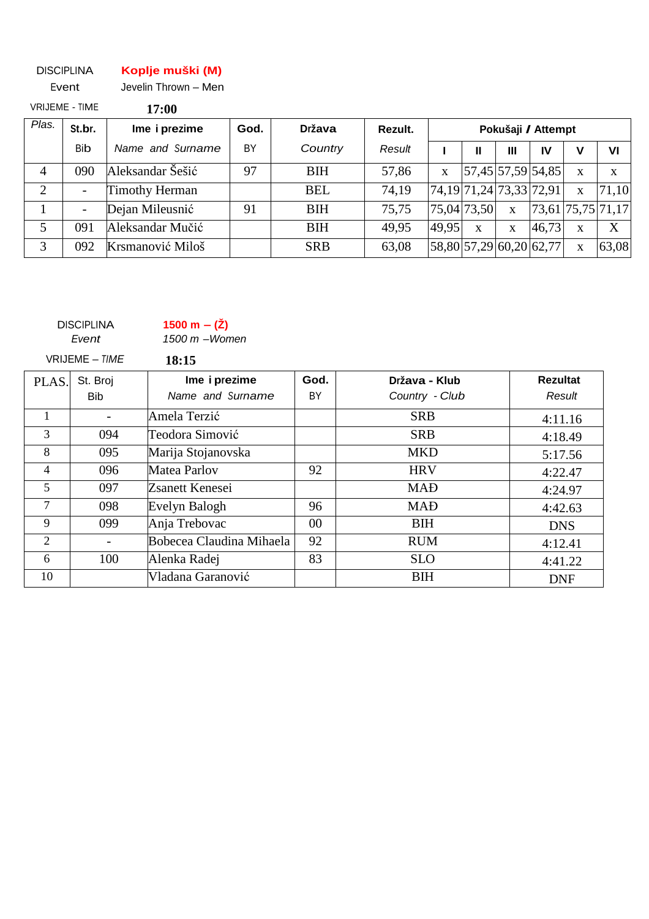DISCIPLINA **Koplje muški (M)**

Event Jevelin Thrown – Men

VRIJEME - TIME **17:00**

| Plas. | St.br. Bib | Ime i prezime *Name and Surname* | God. BY | Država *Country* | Rezult. *Result* | Pokušaji / Attempt | | | | | |
|---|---|---|---|---|---|---|---|---|---|---|---|
| | | | | | | I | II | III | IV | V | VI |
| 4 | 090 | Aleksandar Šešić | 97 | BIH | 57,86 | x | 57,45 | 57,59 | 54,85 | x | x |
| 2 | - | Timothy Herman | | BEL | 74,19 | 74,19 | 71,24 | 73,33 | 72,91 | x | 71,10 |
| 1 | - | Dejan Mileusnić | 91 | BIH | 75,75 | 75,04 | 73,50 | x | 73,61 | 75,75 | 71,17 |
| 5 | 091 | Aleksandar Mučić | | BIH | 49,95 | 49,95 | x | x | 46,73 | x | X |
| 3 | 092 | Krsmanović Miloš | | SRB | 63,08 | 58,80 | 57,29 | 60,20 | 62,77 | x | 63,08 |

DISCIPLINA **1500 m – (Ž)**

*Event* *1500 m –Women*

VRIJEME – *TIME* **18:15**

| PLAS. | St. Broj Bib | Ime i prezime *Name and Surname* | God. BY | Država - Klub *Country - Club* | Rezultat *Result* |
|---|---|---|---|---|---|
| 1 | - | Amela Terzić | | SRB | 4:11.16 |
| 3 | 094 | Teodora Simović | | SRB | 4:18.49 |
| 8 | 095 | Marija Stojanovska | | MKD | 5:17.56 |
| 4 | 096 | Matea Parlov | 92 | HRV | 4:22.47 |
| 5 | 097 | Zsanett Kenesei | | MAĐ | 4:24.97 |
| 7 | 098 | Evelyn Balogh | 96 | MAĐ | 4:42.63 |
| 9 | 099 | Anja Trebovac | 00 | BIH | DNS |
| 2 | - | Bobecea Claudina Mihaela | 92 | RUM | 4:12.41 |
| 6 | 100 | Alenka Radej | 83 | SLO | 4:41.22 |
| 10 | | Vladana Garanović | | BIH | DNF |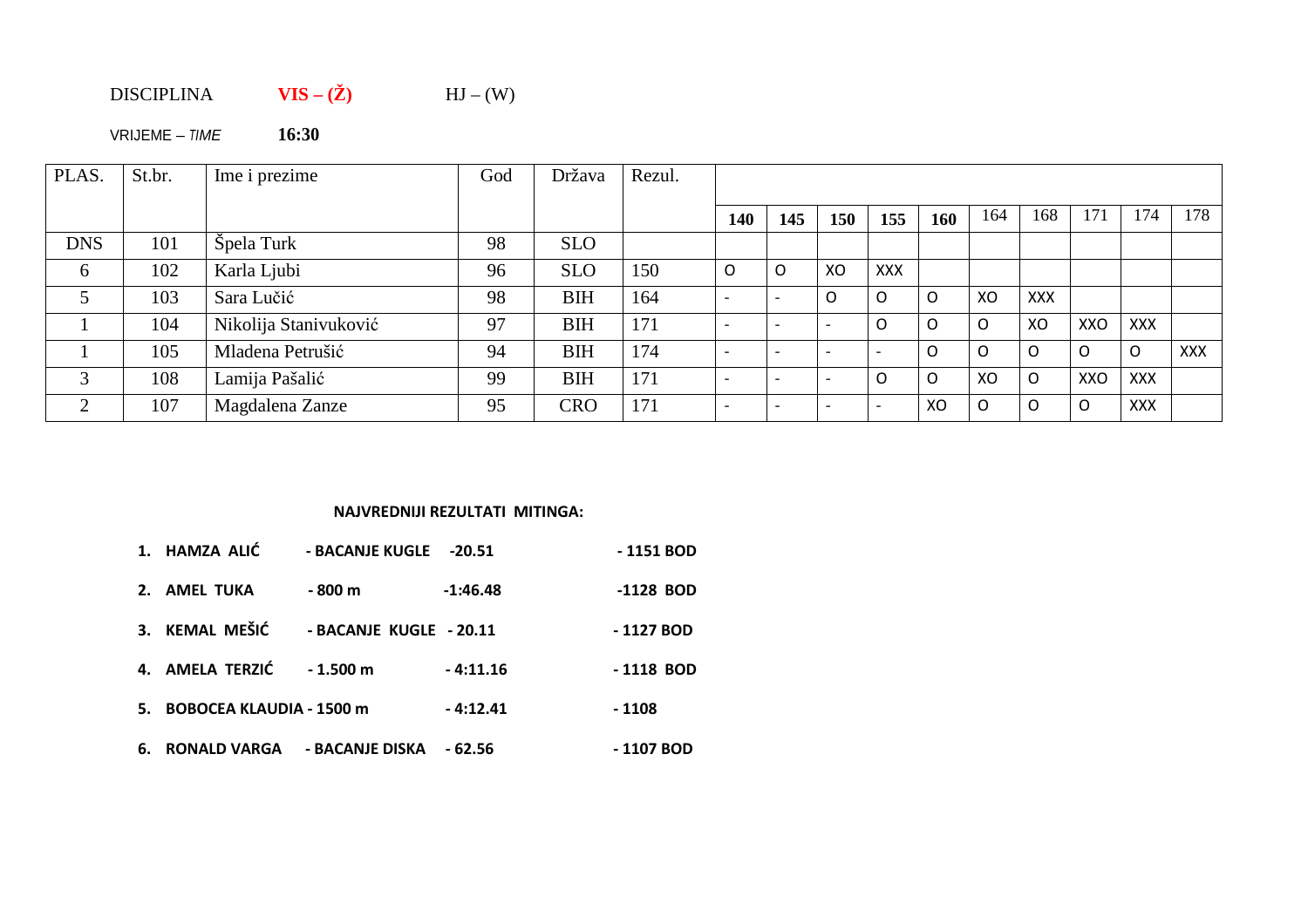DISCIPLINA **VIS – (Ž)** HJ – (W)

VRIJEME – *TIME* **16:30**

| PLAS. | St.br. | Ime i prezime | God | Država | Rezul. | 140 | 145 | 150 | 155 | 160 | 164 | 168 | 171 | 174 | 178 |
|---|---|---|---|---|---|---|---|---|---|---|---|---|---|---|---|
| DNS | 101 | Špela Turk | 98 | SLO | | | | | | | | | | | |
| 6 | 102 | Karla Ljubi | 96 | SLO | 150 | O | O | XO | XXX | | | | | | |
| 5 | 103 | Sara Lučić | 98 | BIH | 164 | - | - | O | O | O | XO | XXX | | | |
| 1 | 104 | Nikolija Stanivuković | 97 | BIH | 171 | - | - | - | O | O | O | XO | XXO | XXX | |
| 1 | 105 | Mladena Petrušić | 94 | BIH | 174 | - | - | - | - | O | O | O | O | O | XXX |
| 3 | 108 | Lamija Pašalić | 99 | BIH | 171 | - | - | - | O | O | XO | O | XXO | XXX | |
| 2 | 107 | Magdalena Zanze | 95 | CRO | 171 | - | - | - | - | XO | O | O | O | XXX | |

**NAJVREDNIJI REZULTATI MITINGA:**

1. **HAMZA ALIĆ - BACANJE KUGLE -20.51 - 1151 BOD**
2. **AMEL TUKA - 800 m -1:46.48 -1128 BOD**
3. **KEMAL MEŠIĆ - BACANJE KUGLE - 20.11 - 1127 BOD**
4. **AMELA TERZIĆ - 1.500 m - 4:11.16 - 1118 BOD**
5. **BOBOCEA KLAUDIA - 1500 m - 4:12.41 - 1108**
6. **RONALD VARGA - BACANJE DISKA - 62.56 - 1107 BOD**